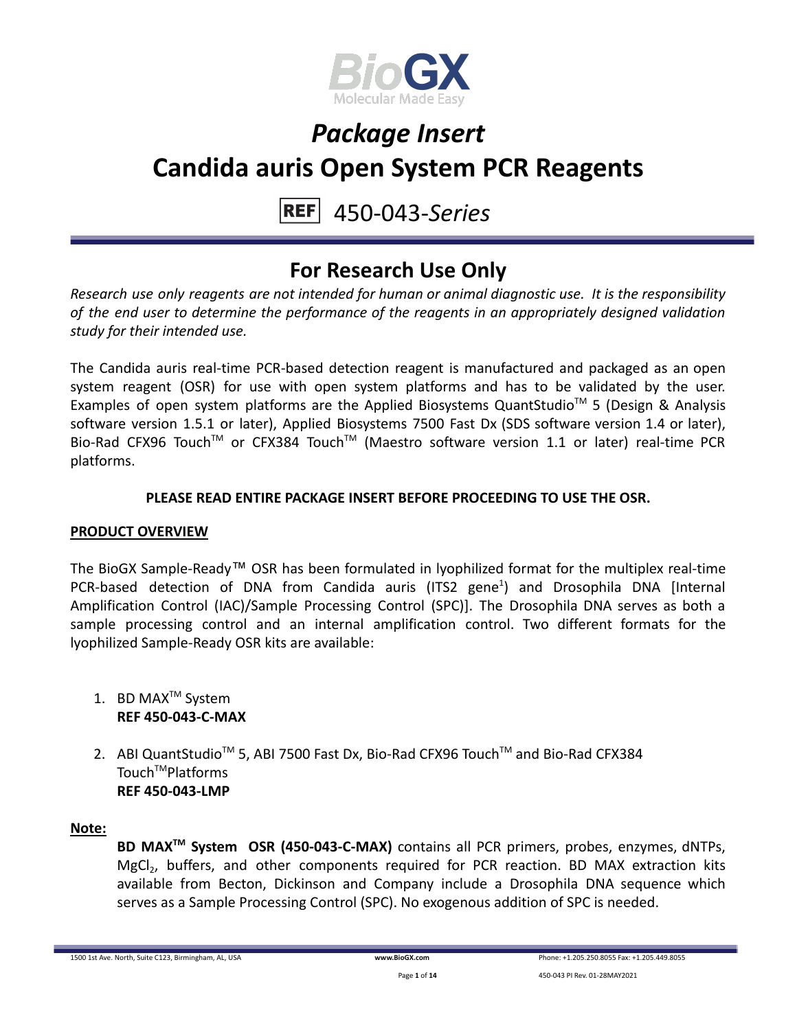# *Package Insert*

# Candida auris Open System PCR Reagents

REF 450-043-*Series*

## For Research Use Only

*Research use only reagents are not intended for human or animal diagnostic use. It is the responsibility of the end user to determine the performance of the reagents in an appropriately designed validation study for their intended use.*

The Candida auris real-time PCR-based detection reagent is manufactured and packaged as an open system reagent (OSR) for use with open system platforms and has to be validated by the user. Examples of open system platforms are the Applied Biosystems QuantStudio™ 5 (Design & Analysis software version 1.5.1 or later), Applied Biosystems 7500 Fast Dx (SDS software version 1.4 or later), Bio-Rad CFX96 Touch™ or CFX384 Touch™ (Maestro software version 1.1 or later) real-time PCR platforms.

**PLEASE READ ENTIRE PACKAGE INSERT BEFORE PROCEEDING TO USE THE OSR.**

**PRODUCT OVERVIEW**

The BioGX Sample-Ready™ OSR has been formulated in lyophilized format for the multiplex real-time PCR-based detection of DNA from Candida auris (ITS2 gene[1]) and Drosophila DNA [Internal Amplification Control (IAC)/Sample Processing Control (SPC)]. The Drosophila DNA serves as both a sample processing control and an internal amplification control. Two different formats for the lyophilized Sample-Ready OSR kits are available:

1. BD MAX™ System
   **REF 450-043-C-MAX**

2. ABI QuantStudio™ 5, ABI 7500 Fast Dx, Bio-Rad CFX96 Touch™ and Bio-Rad CFX384 Touch™Platforms
   **REF 450-043-LMP**

**Note:**

**BD MAX™ System OSR (450-043-C-MAX)** contains all PCR primers, probes, enzymes, dNTPs, $MgCl_2$, buffers, and other components required for PCR reaction. BD MAX extraction kits available from Becton, Dickinson and Company include a Drosophila DNA sequence which serves as a Sample Processing Control (SPC). No exogenous addition of SPC is needed.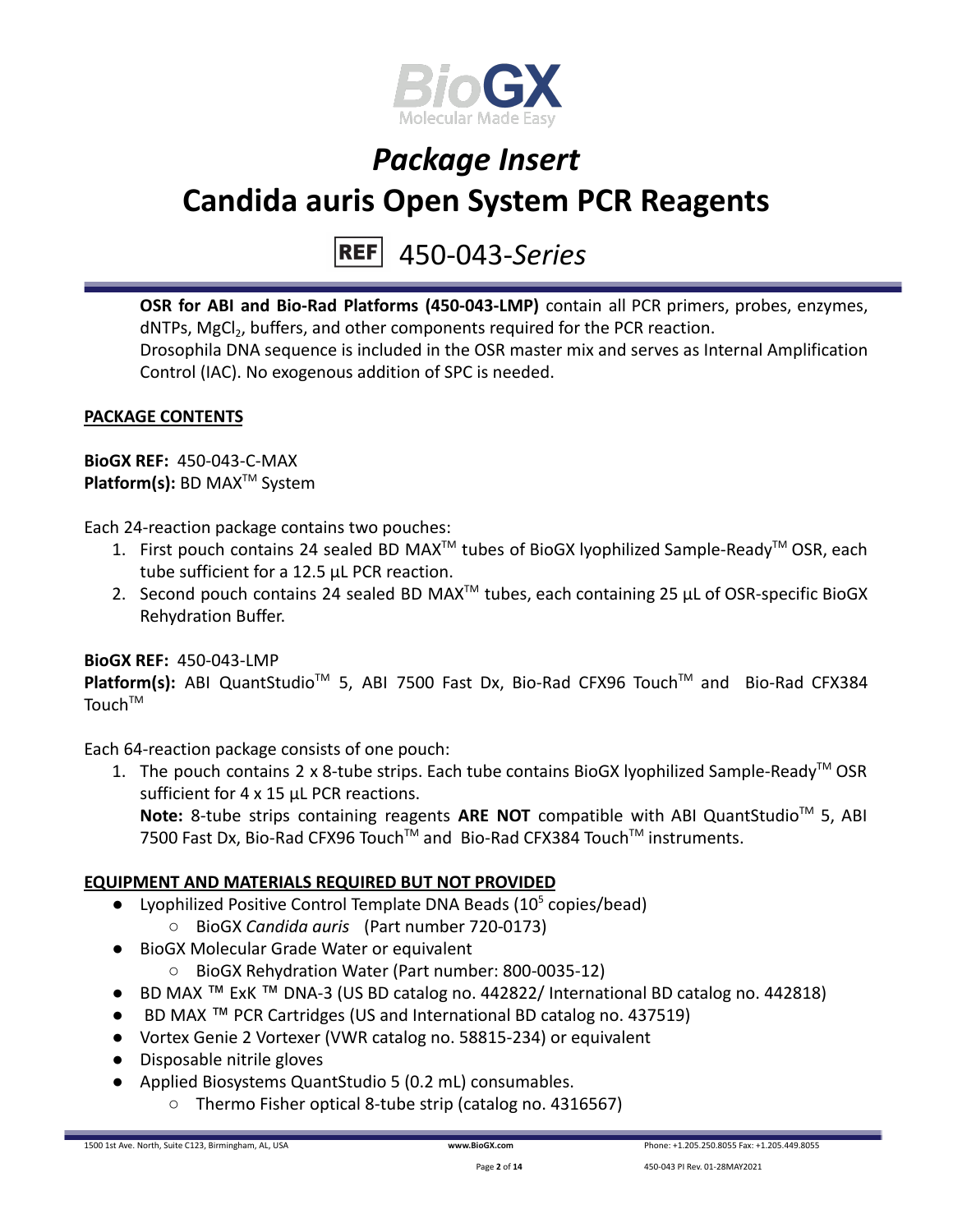**OSR for ABI and Bio-Rad Platforms (450-043-LMP)** contain all PCR primers, probes, enzymes, dNTPs, $MgCl_2$, buffers, and other components required for the PCR reaction.
Drosophila DNA sequence is included in the OSR master mix and serves as Internal Amplification Control (IAC). No exogenous addition of SPC is needed.

## PACKAGE CONTENTS

**BioGX REF:** 450-043-C-MAX
**Platform(s):** BD MAX™ System

Each 24-reaction package contains two pouches:

1. First pouch contains 24 sealed BD MAX™ tubes of BioGX lyophilized Sample-Ready™ OSR, each tube sufficient for a 12.5 µL PCR reaction.
2. Second pouch contains 24 sealed BD MAX™ tubes, each containing 25 µL of OSR-specific BioGX Rehydration Buffer.

**BioGX REF:** 450-043-LMP
**Platform(s):** ABI QuantStudio™ 5, ABI 7500 Fast Dx, Bio-Rad CFX96 Touch™ and Bio-Rad CFX384 Touch™

Each 64-reaction package consists of one pouch:

1. The pouch contains 2 x 8-tube strips. Each tube contains BioGX lyophilized Sample-Ready™ OSR sufficient for 4 x 15 µL PCR reactions.
   **Note:** 8-tube strips containing reagents **ARE NOT** compatible with ABI QuantStudio™ 5, ABI 7500 Fast Dx, Bio-Rad CFX96 Touch™ and Bio-Rad CFX384 Touch™ instruments.

## EQUIPMENT AND MATERIALS REQUIRED BUT NOT PROVIDED

- Lyophilized Positive Control Template DNA Beads ($10^5$ copies/bead)
  - BioGX *Candida auris* (Part number 720-0173)
- BioGX Molecular Grade Water or equivalent
  - BioGX Rehydration Water (Part number: 800-0035-12)
- BD MAX ™ ExK ™ DNA-3 (US BD catalog no. 442822/ International BD catalog no. 442818)
- BD MAX ™ PCR Cartridges (US and International BD catalog no. 437519)
- Vortex Genie 2 Vortexer (VWR catalog no. 58815-234) or equivalent
- Disposable nitrile gloves
- Applied Biosystems QuantStudio 5 (0.2 mL) consumables.
  - Thermo Fisher optical 8-tube strip (catalog no. 4316567)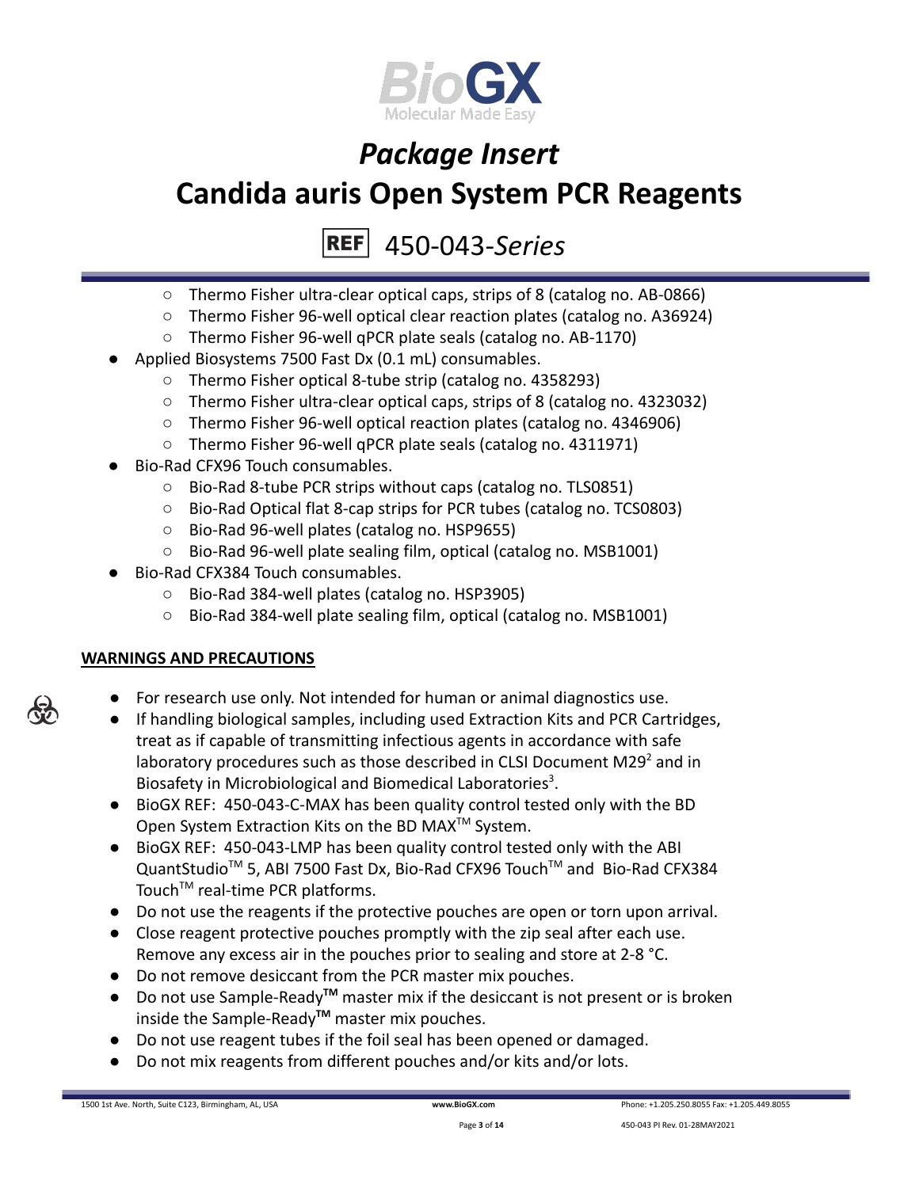- Thermo Fisher ultra-clear optical caps, strips of 8 (catalog no. AB-0866)
  - Thermo Fisher 96-well optical clear reaction plates (catalog no. A36924)
  - Thermo Fisher 96-well qPCR plate seals (catalog no. AB-1170)
- Applied Biosystems 7500 Fast Dx (0.1 mL) consumables.
  - Thermo Fisher optical 8-tube strip (catalog no. 4358293)
  - Thermo Fisher ultra-clear optical caps, strips of 8 (catalog no. 4323032)
  - Thermo Fisher 96-well optical reaction plates (catalog no. 4346906)
  - Thermo Fisher 96-well qPCR plate seals (catalog no. 4311971)
- Bio-Rad CFX96 Touch consumables.
  - Bio-Rad 8-tube PCR strips without caps (catalog no. TLS0851)
  - Bio-Rad Optical flat 8-cap strips for PCR tubes (catalog no. TCS0803)
  - Bio-Rad 96-well plates (catalog no. HSP9655)
  - Bio-Rad 96-well plate sealing film, optical (catalog no. MSB1001)
- Bio-Rad CFX384 Touch consumables.
  - Bio-Rad 384-well plates (catalog no. HSP3905)
  - Bio-Rad 384-well plate sealing film, optical (catalog no. MSB1001)

## WARNINGS AND PRECAUTIONS

- For research use only. Not intended for human or animal diagnostics use.
- If handling biological samples, including used Extraction Kits and PCR Cartridges, treat as if capable of transmitting infectious agents in accordance with safe laboratory procedures such as those described in CLSI Document M29[2] and in Biosafety in Microbiological and Biomedical Laboratories[3].
- BioGX REF: 450-043-C-MAX has been quality control tested only with the BD Open System Extraction Kits on the BD MAX™ System.
- BioGX REF: 450-043-LMP has been quality control tested only with the ABI QuantStudio™ 5, ABI 7500 Fast Dx, Bio-Rad CFX96 Touch™ and Bio-Rad CFX384 Touch™ real-time PCR platforms.
- Do not use the reagents if the protective pouches are open or torn upon arrival.
- Close reagent protective pouches promptly with the zip seal after each use. Remove any excess air in the pouches prior to sealing and store at 2-8 °C.
- Do not remove desiccant from the PCR master mix pouches.
- Do not use Sample-Ready**™** master mix if the desiccant is not present or is broken inside the Sample-Ready**™** master mix pouches.
- Do not use reagent tubes if the foil seal has been opened or damaged.
- Do not mix reagents from different pouches and/or kits and/or lots.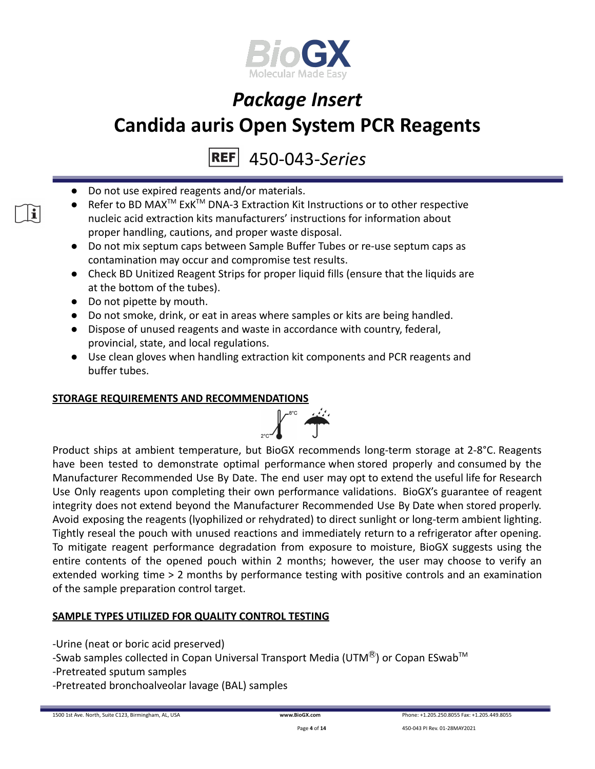- Do not use expired reagents and/or materials.
- Refer to BD MAX™ ExK™ DNA-3 Extraction Kit Instructions or to other respective nucleic acid extraction kits manufacturers' instructions for information about proper handling, cautions, and proper waste disposal.
- Do not mix septum caps between Sample Buffer Tubes or re-use septum caps as contamination may occur and compromise test results.
- Check BD Unitized Reagent Strips for proper liquid fills (ensure that the liquids are at the bottom of the tubes).
- Do not pipette by mouth.
- Do not smoke, drink, or eat in areas where samples or kits are being handled.
- Dispose of unused reagents and waste in accordance with country, federal, provincial, state, and local regulations.
- Use clean gloves when handling extraction kit components and PCR reagents and buffer tubes.

## STORAGE REQUIREMENTS AND RECOMMENDATIONS

Product ships at ambient temperature, but BioGX recommends long-term storage at 2-8°C. Reagents have been tested to demonstrate optimal performance when stored properly and consumed by the Manufacturer Recommended Use By Date. The end user may opt to extend the useful life for Research Use Only reagents upon completing their own performance validations. BioGX's guarantee of reagent integrity does not extend beyond the Manufacturer Recommended Use By Date when stored properly. Avoid exposing the reagents (lyophilized or rehydrated) to direct sunlight or long-term ambient lighting. Tightly reseal the pouch with unused reactions and immediately return to a refrigerator after opening. To mitigate reagent performance degradation from exposure to moisture, BioGX suggests using the entire contents of the opened pouch within 2 months; however, the user may choose to verify an extended working time > 2 months by performance testing with positive controls and an examination of the sample preparation control target.

## SAMPLE TYPES UTILIZED FOR QUALITY CONTROL TESTING

-Urine (neat or boric acid preserved)
-Swab samples collected in Copan Universal Transport Media (UTM®) or Copan ESwab™
-Pretreated sputum samples
-Pretreated bronchoalveolar lavage (BAL) samples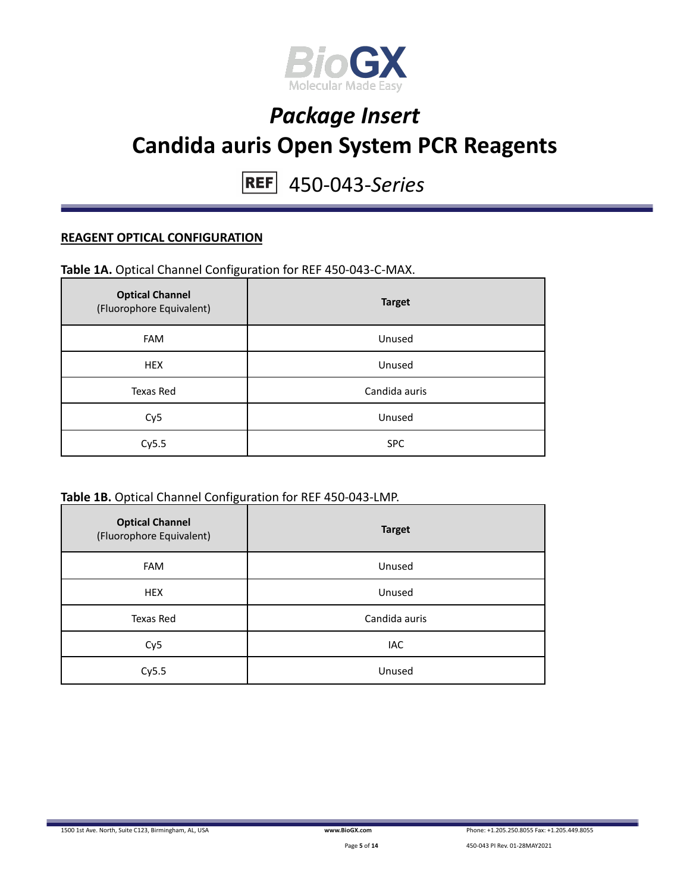## REAGENT OPTICAL CONFIGURATION

**Table 1A.** Optical Channel Configuration for REF 450-043-C-MAX.

| **Optical Channel** (Fluorophore Equivalent) | **Target** |
|---|---|
| FAM | Unused |
| HEX | Unused |
| Texas Red | Candida auris |
| Cy5 | Unused |
| Cy5.5 | SPC |

**Table 1B.** Optical Channel Configuration for REF 450-043-LMP.

| **Optical Channel** (Fluorophore Equivalent) | **Target** |
|---|---|
| FAM | Unused |
| HEX | Unused |
| Texas Red | Candida auris |
| Cy5 | IAC |
| Cy5.5 | Unused |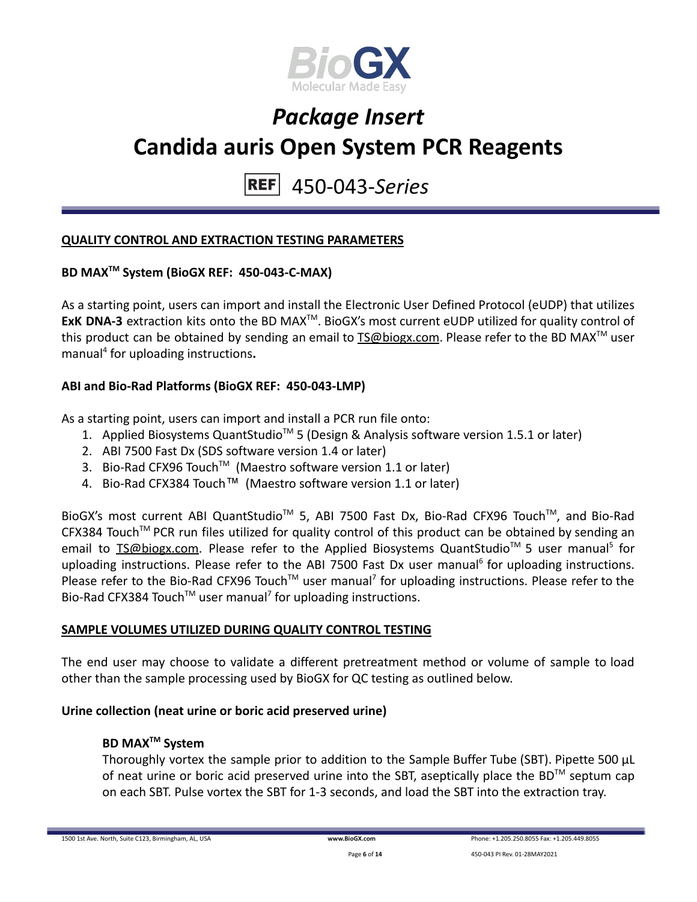## QUALITY CONTROL AND EXTRACTION TESTING PARAMETERS

### BD MAX™ System (BioGX REF: 450-043-C-MAX)

As a starting point, users can import and install the Electronic User Defined Protocol (eUDP) that utilizes **ExK DNA-3** extraction kits onto the BD MAX™. BioGX's most current eUDP utilized for quality control of this product can be obtained by sending an email to TS@biogx.com. Please refer to the BD MAX™ user manual[4] for uploading instructions**.**

### ABI and Bio-Rad Platforms (BioGX REF: 450-043-LMP)

As a starting point, users can import and install a PCR run file onto:

1. Applied Biosystems QuantStudio™ 5 (Design & Analysis software version 1.5.1 or later)
2. ABI 7500 Fast Dx (SDS software version 1.4 or later)
3. Bio-Rad CFX96 Touch™ (Maestro software version 1.1 or later)
4. Bio-Rad CFX384 Touch™ (Maestro software version 1.1 or later)

BioGX's most current ABI QuantStudio™ 5, ABI 7500 Fast Dx, Bio-Rad CFX96 Touch™, and Bio-Rad CFX384 Touch™ PCR run files utilized for quality control of this product can be obtained by sending an email to TS@biogx.com. Please refer to the Applied Biosystems QuantStudio™ 5 user manual[5] for uploading instructions. Please refer to the ABI 7500 Fast Dx user manual[6] for uploading instructions. Please refer to the Bio-Rad CFX96 Touch™ user manual[7] for uploading instructions. Please refer to the Bio-Rad CFX384 Touch™ user manual[7] for uploading instructions.

## SAMPLE VOLUMES UTILIZED DURING QUALITY CONTROL TESTING

The end user may choose to validate a different pretreatment method or volume of sample to load other than the sample processing used by BioGX for QC testing as outlined below.

### Urine collection (neat urine or boric acid preserved urine)

#### BD MAX™ System

Thoroughly vortex the sample prior to addition to the Sample Buffer Tube (SBT). Pipette 500 µL of neat urine or boric acid preserved urine into the SBT, aseptically place the BD™ septum cap on each SBT. Pulse vortex the SBT for 1-3 seconds, and load the SBT into the extraction tray.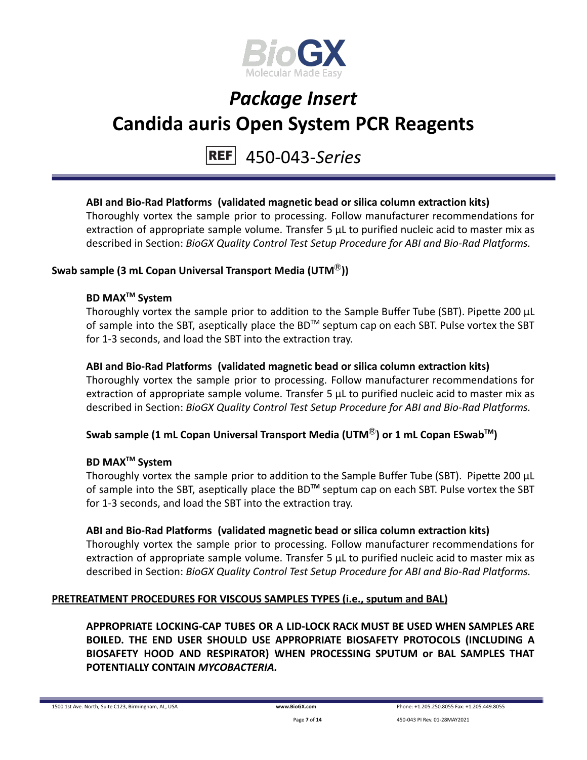**ABI and Bio-Rad Platforms (validated magnetic bead or silica column extraction kits)**

Thoroughly vortex the sample prior to processing. Follow manufacturer recommendations for extraction of appropriate sample volume. Transfer 5 µL to purified nucleic acid to master mix as described in Section: *BioGX Quality Control Test Setup Procedure for ABI and Bio-Rad Platforms.*

**Swab sample (3 mL Copan Universal Transport Media (UTM®))**

**BD MAX™ System**

Thoroughly vortex the sample prior to addition to the Sample Buffer Tube (SBT). Pipette 200 µL of sample into the SBT, aseptically place the BD™ septum cap on each SBT. Pulse vortex the SBT for 1-3 seconds, and load the SBT into the extraction tray.

**ABI and Bio-Rad Platforms (validated magnetic bead or silica column extraction kits)**

Thoroughly vortex the sample prior to processing. Follow manufacturer recommendations for extraction of appropriate sample volume. Transfer 5 µL to purified nucleic acid to master mix as described in Section: *BioGX Quality Control Test Setup Procedure for ABI and Bio-Rad Platforms.*

**Swab sample (1 mL Copan Universal Transport Media (UTM®) or 1 mL Copan ESwab™)**

**BD MAX™ System**

Thoroughly vortex the sample prior to addition to the Sample Buffer Tube (SBT). Pipette 200 µL of sample into the SBT, aseptically place the BD**™** septum cap on each SBT. Pulse vortex the SBT for 1-3 seconds, and load the SBT into the extraction tray.

**ABI and Bio-Rad Platforms (validated magnetic bead or silica column extraction kits)**

Thoroughly vortex the sample prior to processing. Follow manufacturer recommendations for extraction of appropriate sample volume. Transfer 5 µL to purified nucleic acid to master mix as described in Section: *BioGX Quality Control Test Setup Procedure for ABI and Bio-Rad Platforms.*

**PRETREATMENT PROCEDURES FOR VISCOUS SAMPLES TYPES (i.e., sputum and BAL)**

**APPROPRIATE LOCKING-CAP TUBES OR A LID-LOCK RACK MUST BE USED WHEN SAMPLES ARE BOILED. THE END USER SHOULD USE APPROPRIATE BIOSAFETY PROTOCOLS (INCLUDING A BIOSAFETY HOOD AND RESPIRATOR) WHEN PROCESSING SPUTUM or BAL SAMPLES THAT POTENTIALLY CONTAIN *MYCOBACTERIA.***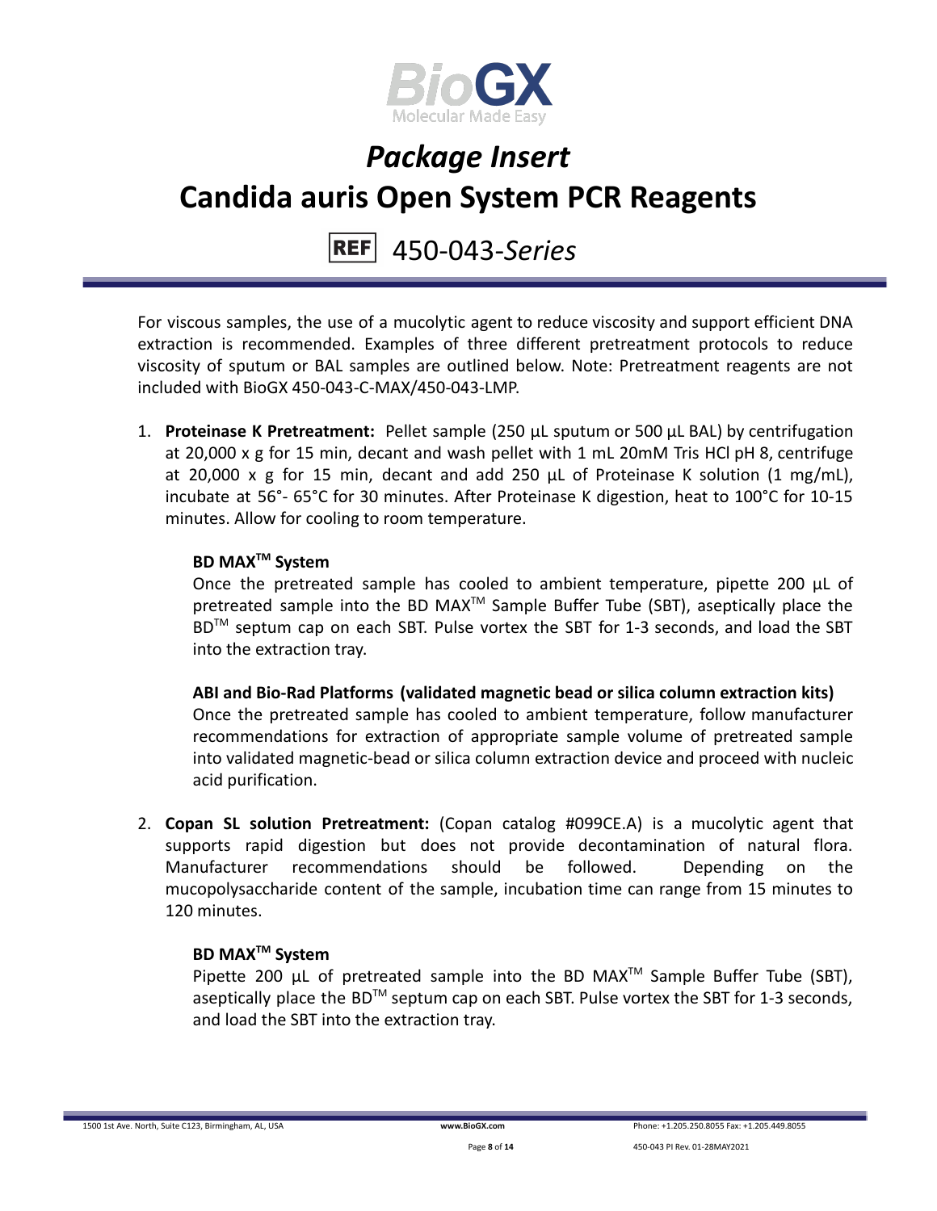For viscous samples, the use of a mucolytic agent to reduce viscosity and support efficient DNA extraction is recommended. Examples of three different pretreatment protocols to reduce viscosity of sputum or BAL samples are outlined below. Note: Pretreatment reagents are not included with BioGX 450-043-C-MAX/450-043-LMP.

1. **Proteinase K Pretreatment:** Pellet sample (250 µL sputum or 500 µL BAL) by centrifugation at 20,000 x g for 15 min, decant and wash pellet with 1 mL 20mM Tris HCl pH 8, centrifuge at 20,000 x g for 15 min, decant and add 250 µL of Proteinase K solution (1 mg/mL), incubate at 56°- 65°C for 30 minutes. After Proteinase K digestion, heat to 100°C for 10-15 minutes. Allow for cooling to room temperature.

   **BD MAX™ System**

   Once the pretreated sample has cooled to ambient temperature, pipette 200 µL of pretreated sample into the BD MAX™ Sample Buffer Tube (SBT), aseptically place the BD™ septum cap on each SBT. Pulse vortex the SBT for 1-3 seconds, and load the SBT into the extraction tray.

   **ABI and Bio-Rad Platforms (validated magnetic bead or silica column extraction kits)**

   Once the pretreated sample has cooled to ambient temperature, follow manufacturer recommendations for extraction of appropriate sample volume of pretreated sample into validated magnetic-bead or silica column extraction device and proceed with nucleic acid purification.

2. **Copan SL solution Pretreatment:** (Copan catalog #099CE.A) is a mucolytic agent that supports rapid digestion but does not provide decontamination of natural flora. Manufacturer recommendations should be followed. Depending on the mucopolysaccharide content of the sample, incubation time can range from 15 minutes to 120 minutes.

   **BD MAX™ System**

   Pipette 200 µL of pretreated sample into the BD MAX™ Sample Buffer Tube (SBT), aseptically place the BD™ septum cap on each SBT. Pulse vortex the SBT for 1-3 seconds, and load the SBT into the extraction tray.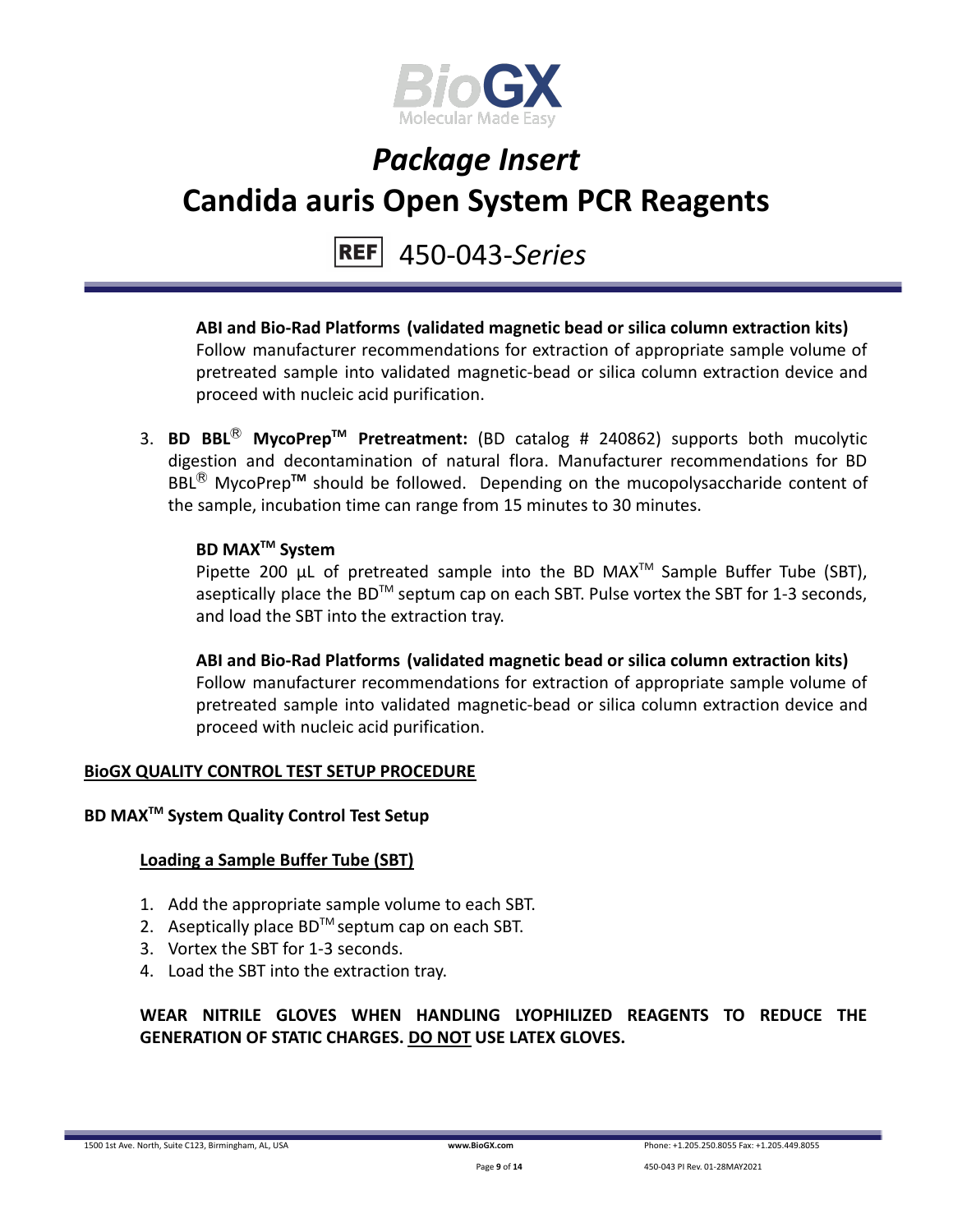**ABI and Bio-Rad Platforms (validated magnetic bead or silica column extraction kits)**
Follow manufacturer recommendations for extraction of appropriate sample volume of pretreated sample into validated magnetic-bead or silica column extraction device and proceed with nucleic acid purification.

3. **BD BBL® MycoPrep™ Pretreatment:** (BD catalog # 240862) supports both mucolytic digestion and decontamination of natural flora. Manufacturer recommendations for BD BBL® MycoPrep™ should be followed. Depending on the mucopolysaccharide content of the sample, incubation time can range from 15 minutes to 30 minutes.

   **BD MAX™ System**
   Pipette 200 µL of pretreated sample into the BD MAX™ Sample Buffer Tube (SBT), aseptically place the BD™ septum cap on each SBT. Pulse vortex the SBT for 1-3 seconds, and load the SBT into the extraction tray.

   **ABI and Bio-Rad Platforms (validated magnetic bead or silica column extraction kits)**
   Follow manufacturer recommendations for extraction of appropriate sample volume of pretreated sample into validated magnetic-bead or silica column extraction device and proceed with nucleic acid purification.

## BioGX QUALITY CONTROL TEST SETUP PROCEDURE

### BD MAX™ System Quality Control Test Setup

#### Loading a Sample Buffer Tube (SBT)

1. Add the appropriate sample volume to each SBT.
2. Aseptically place BD™ septum cap on each SBT.
3. Vortex the SBT for 1-3 seconds.
4. Load the SBT into the extraction tray.

**WEAR NITRILE GLOVES WHEN HANDLING LYOPHILIZED REAGENTS TO REDUCE THE GENERATION OF STATIC CHARGES. DO NOT USE LATEX GLOVES.**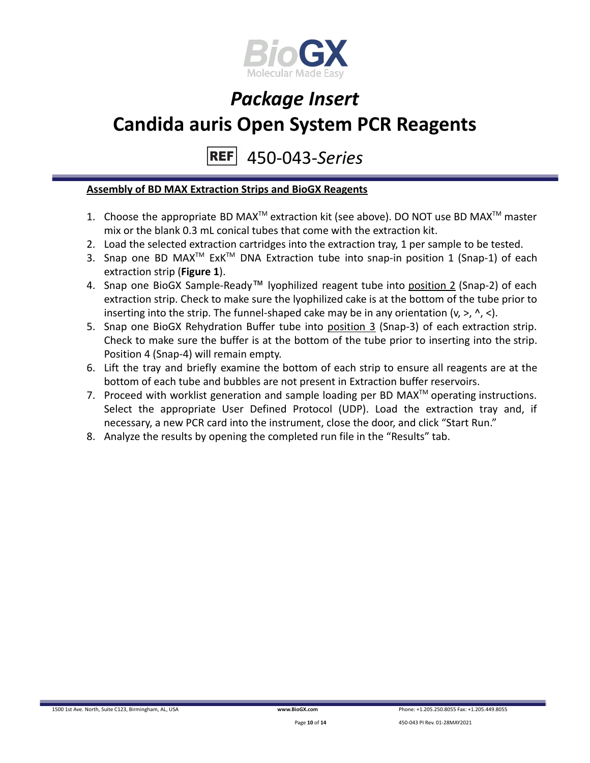## Assembly of BD MAX Extraction Strips and BioGX Reagents

1. Choose the appropriate BD MAX™ extraction kit (see above). DO NOT use BD MAX™ master mix or the blank 0.3 mL conical tubes that come with the extraction kit.
2. Load the selected extraction cartridges into the extraction tray, 1 per sample to be tested.
3. Snap one BD MAX™ ExK™ DNA Extraction tube into snap-in position 1 (Snap-1) of each extraction strip (**Figure 1**).
4. Snap one BioGX Sample-Ready™ lyophilized reagent tube into position 2 (Snap-2) of each extraction strip. Check to make sure the lyophilized cake is at the bottom of the tube prior to inserting into the strip. The funnel-shaped cake may be in any orientation (v, >, ^, <).
5. Snap one BioGX Rehydration Buffer tube into position 3 (Snap-3) of each extraction strip. Check to make sure the buffer is at the bottom of the tube prior to inserting into the strip. Position 4 (Snap-4) will remain empty.
6. Lift the tray and briefly examine the bottom of each strip to ensure all reagents are at the bottom of each tube and bubbles are not present in Extraction buffer reservoirs.
7. Proceed with worklist generation and sample loading per BD MAX™ operating instructions. Select the appropriate User Defined Protocol (UDP). Load the extraction tray and, if necessary, a new PCR card into the instrument, close the door, and click "Start Run."
8. Analyze the results by opening the completed run file in the "Results" tab.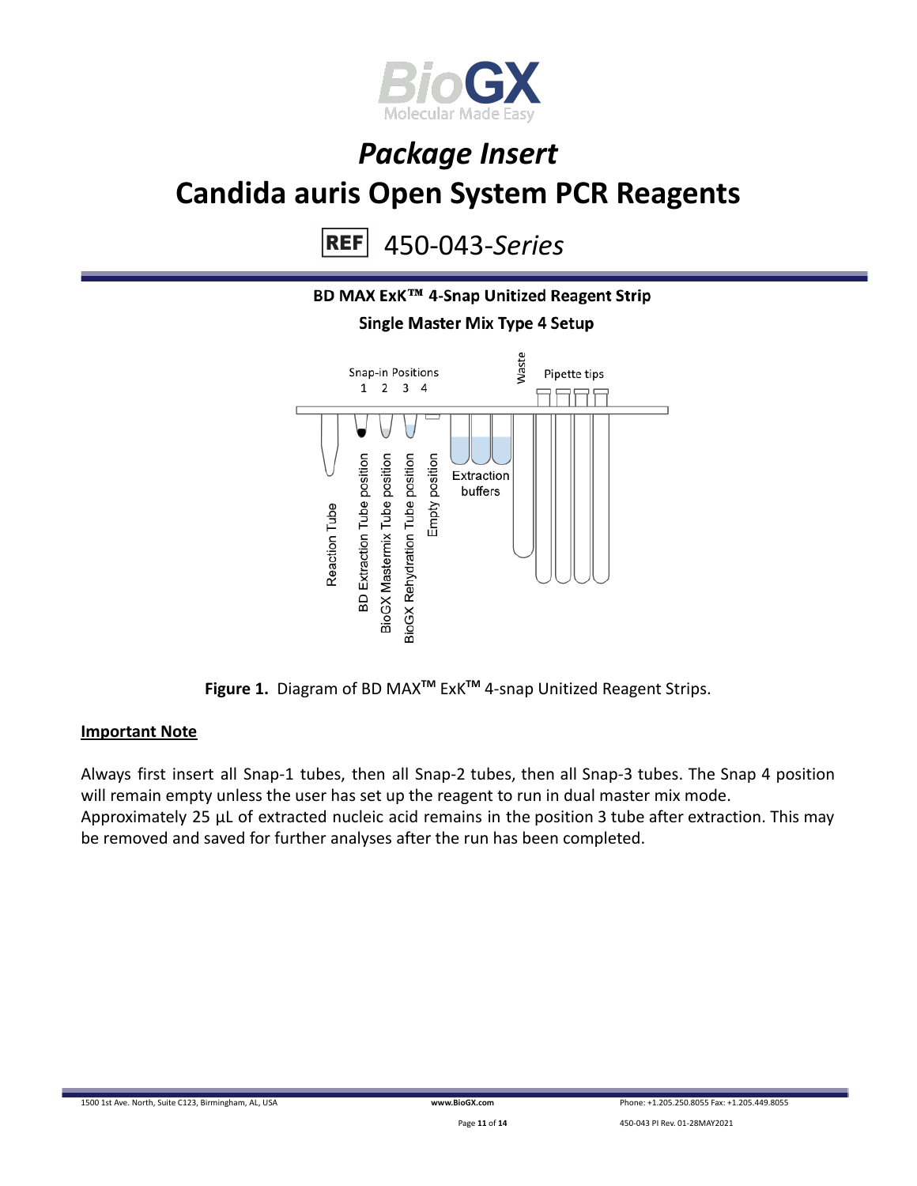# *Package Insert*

# Candida auris Open System PCR Reagents

REF 450-043-*Series*

**BD MAX ExK™ 4-Snap Unitized Reagent Strip**

**Single Master Mix Type 4 Setup**

Snap-in Positions 1 2 3 4

Waste

Pipette tips

Reaction Tube

BD Extraction Tube position

BioGX Mastermix Tube position

BioGX Rehydration Tube position

Empty position

Extraction buffers

**Figure 1.** Diagram of BD MAX™ ExK™ 4-snap Unitized Reagent Strips.

**Important Note**

Always first insert all Snap-1 tubes, then all Snap-2 tubes, then all Snap-3 tubes. The Snap 4 position will remain empty unless the user has set up the reagent to run in dual master mix mode.
Approximately 25 µL of extracted nucleic acid remains in the position 3 tube after extraction. This may be removed and saved for further analyses after the run has been completed.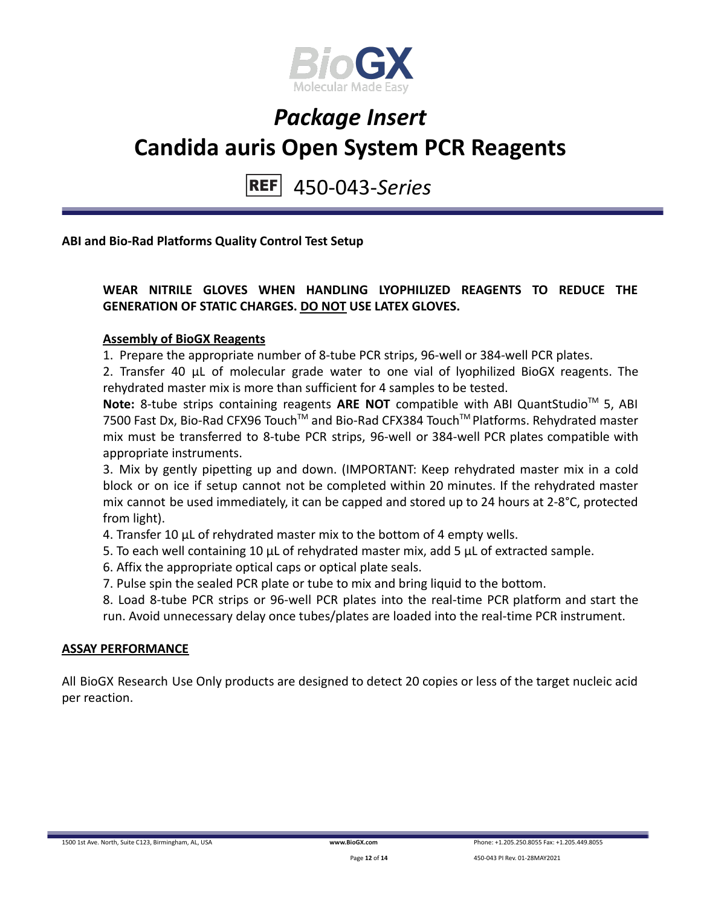# *Package Insert*
# Candida auris Open System PCR Reagents

REF 450-043-*Series*

**ABI and Bio-Rad Platforms Quality Control Test Setup**

**WEAR NITRILE GLOVES WHEN HANDLING LYOPHILIZED REAGENTS TO REDUCE THE GENERATION OF STATIC CHARGES. <u>DO NOT</u> USE LATEX GLOVES.**

**<u>Assembly of BioGX Reagents</u>**

1. Prepare the appropriate number of 8-tube PCR strips, 96-well or 384-well PCR plates.
2. Transfer 40 µL of molecular grade water to one vial of lyophilized BioGX reagents. The rehydrated master mix is more than sufficient for 4 samples to be tested.

**Note:** 8-tube strips containing reagents **ARE NOT** compatible with ABI QuantStudio™ 5, ABI 7500 Fast Dx, Bio-Rad CFX96 Touch™ and Bio-Rad CFX384 Touch™ Platforms. Rehydrated master mix must be transferred to 8-tube PCR strips, 96-well or 384-well PCR plates compatible with appropriate instruments.

3. Mix by gently pipetting up and down. (IMPORTANT: Keep rehydrated master mix in a cold block or on ice if setup cannot not be completed within 20 minutes. If the rehydrated master mix cannot be used immediately, it can be capped and stored up to 24 hours at 2-8°C, protected from light).
4. Transfer 10 µL of rehydrated master mix to the bottom of 4 empty wells.
5. To each well containing 10 µL of rehydrated master mix, add 5 µL of extracted sample.
6. Affix the appropriate optical caps or optical plate seals.
7. Pulse spin the sealed PCR plate or tube to mix and bring liquid to the bottom.
8. Load 8-tube PCR strips or 96-well PCR plates into the real-time PCR platform and start the run. Avoid unnecessary delay once tubes/plates are loaded into the real-time PCR instrument.

**<u>ASSAY PERFORMANCE</u>**

All BioGX Research Use Only products are designed to detect 20 copies or less of the target nucleic acid per reaction.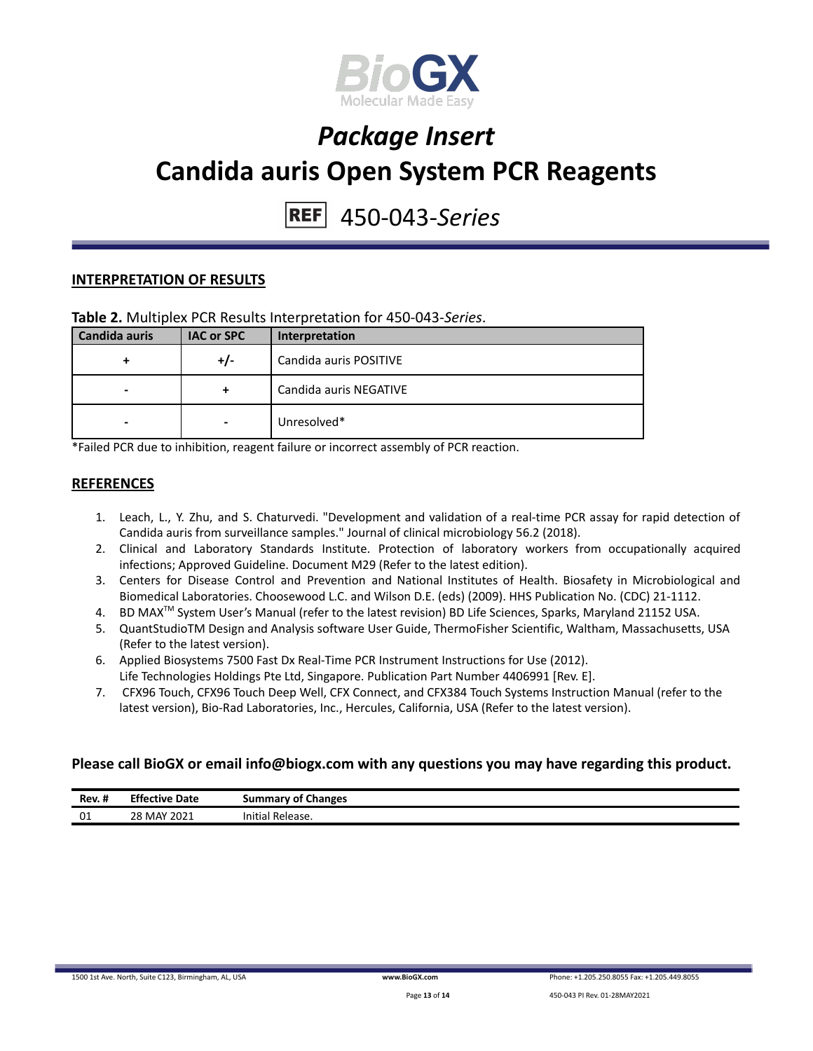## INTERPRETATION OF RESULTS

**Table 2.** Multiplex PCR Results Interpretation for 450-043-*Series*.

| Candida auris | IAC or SPC | Interpretation |
|---|---|---|
| + | +/- | Candida auris POSITIVE |
| - | + | Candida auris NEGATIVE |
| - | - | Unresolved* |

*Failed PCR due to inhibition, reagent failure or incorrect assembly of PCR reaction.

## REFERENCES

1. Leach, L., Y. Zhu, and S. Chaturvedi. "Development and validation of a real-time PCR assay for rapid detection of Candida auris from surveillance samples." Journal of clinical microbiology 56.2 (2018).
2. Clinical and Laboratory Standards Institute. Protection of laboratory workers from occupationally acquired infections; Approved Guideline. Document M29 (Refer to the latest edition).
3. Centers for Disease Control and Prevention and National Institutes of Health. Biosafety in Microbiological and Biomedical Laboratories. Choosewood L.C. and Wilson D.E. (eds) (2009). HHS Publication No. (CDC) 21-1112.
4. BD MAX™ System User's Manual (refer to the latest revision) BD Life Sciences, Sparks, Maryland 21152 USA.
5. QuantStudioTM Design and Analysis software User Guide, ThermoFisher Scientific, Waltham, Massachusetts, USA (Refer to the latest version).
6. Applied Biosystems 7500 Fast Dx Real-Time PCR Instrument Instructions for Use (2012). Life Technologies Holdings Pte Ltd, Singapore. Publication Part Number 4406991 [Rev. E].
7. CFX96 Touch, CFX96 Touch Deep Well, CFX Connect, and CFX384 Touch Systems Instruction Manual (refer to the latest version), Bio-Rad Laboratories, Inc., Hercules, California, USA (Refer to the latest version).

**Please call BioGX or email info@biogx.com with any questions you may have regarding this product.**

| Rev. # | Effective Date | Summary of Changes |
|---|---|---|
| 01 | 28 MAY 2021 | Initial Release. |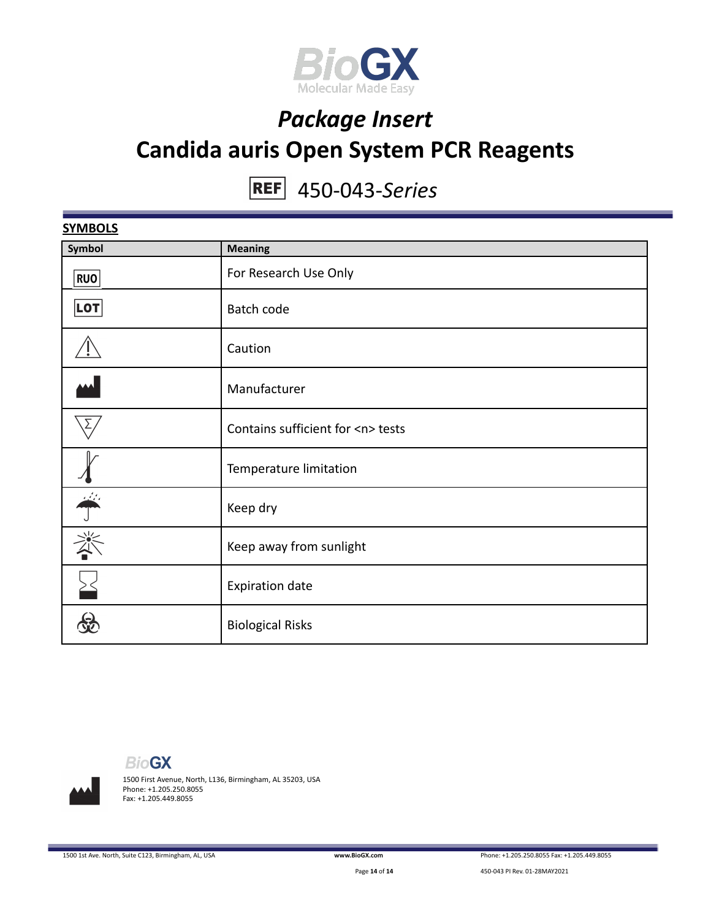BioGX
Molecular Made Easy

# *Package Insert*

# Candida auris Open System PCR Reagents

REF 450-043-*Series*

## SYMBOLS

| Symbol | Meaning |
| --- | --- |
| RUO | For Research Use Only |
| LOT | Batch code |
| | Caution |
| | Manufacturer |
| | Contains sufficient for <n> tests |
| | Temperature limitation |
| | Keep dry |
| | Keep away from sunlight |
| | Expiration date |
| | Biological Risks |

BioGX
1500 First Avenue, North, L136, Birmingham, AL 35203, USA
Phone: +1.205.250.8055
Fax: +1.205.449.8055